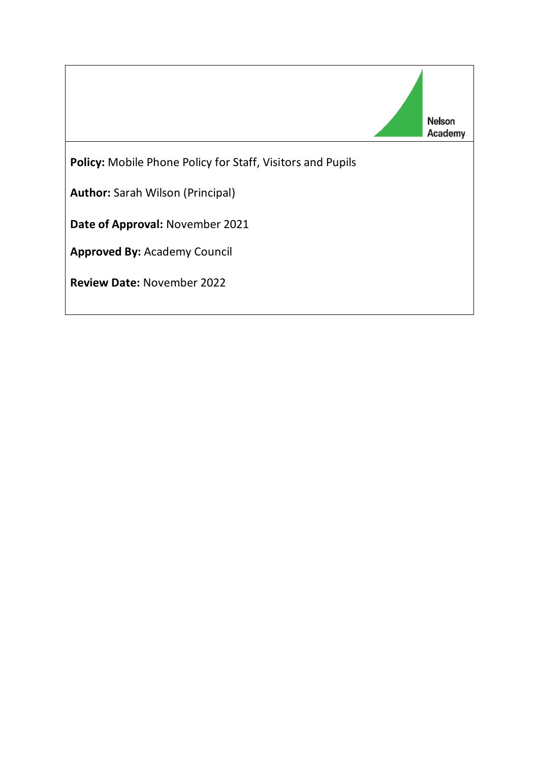Nelson Academy

**Policy:** Mobile Phone Policy for Staff, Visitors and Pupils

**Author:** Sarah Wilson (Principal)

**Date of Approval:** November 2021

**Approved By:** Academy Council

**Review Date:** November 2022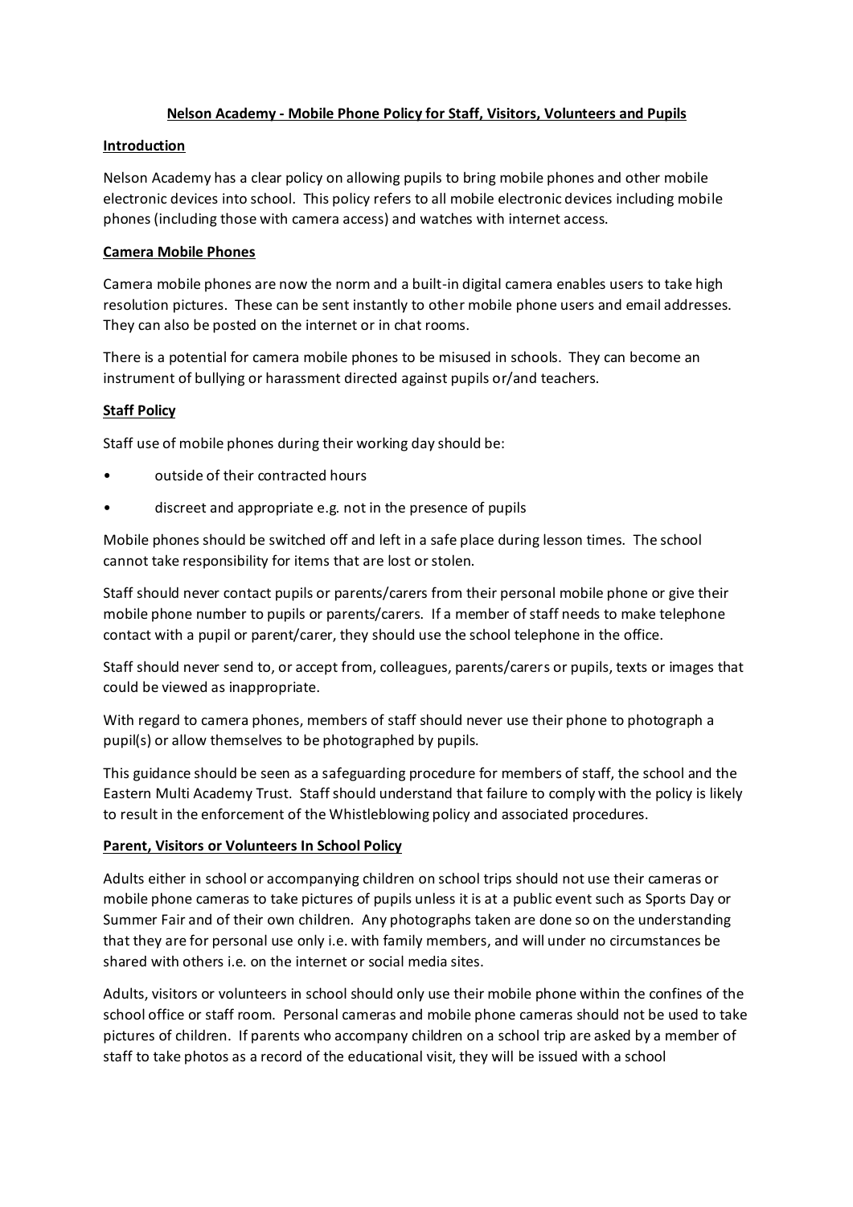**Nelson Academy - Mobile Phone Policy for Staff, Visitors, Volunteers and Pupils**

**Introduction**

Nelson Academy has a clear policy on allowing pupils to bring mobile phones and other mobile electronic devices into school. This policy refers to all mobile electronic devices including mobile phones (including those with camera access) and watches with internet access.

**Camera Mobile Phones**

Camera mobile phones are now the norm and a built-in digital camera enables users to take high resolution pictures. These can be sent instantly to other mobile phone users and email addresses. They can also be posted on the internet or in chat rooms.

There is a potential for camera mobile phones to be misused in schools. They can become an instrument of bullying or harassment directed against pupils or/and teachers.

**Staff Policy**

Staff use of mobile phones during their working day should be:

- outside of their contracted hours
- discreet and appropriate e.g. not in the presence of pupils

Mobile phones should be switched off and left in a safe place during lesson times. The school cannot take responsibility for items that are lost or stolen.

Staff should never contact pupils or parents/carers from their personal mobile phone or give their mobile phone number to pupils or parents/carers. If a member of staff needs to make telephone contact with a pupil or parent/carer, they should use the school telephone in the office.

Staff should never send to, or accept from, colleagues, parents/carers or pupils, texts or images that could be viewed as inappropriate.

With regard to camera phones, members of staff should never use their phone to photograph a pupil(s) or allow themselves to be photographed by pupils.

This guidance should be seen as a safeguarding procedure for members of staff, the school and the Eastern Multi Academy Trust. Staff should understand that failure to comply with the policy is likely to result in the enforcement of the Whistleblowing policy and associated procedures.

**Parent, Visitors or Volunteers In School Policy**

Adults either in school or accompanying children on school trips should not use their cameras or mobile phone cameras to take pictures of pupils unless it is at a public event such as Sports Day or Summer Fair and of their own children. Any photographs taken are done so on the understanding that they are for personal use only i.e. with family members, and will under no circumstances be shared with others i.e. on the internet or social media sites.

Adults, visitors or volunteers in school should only use their mobile phone within the confines of the school office or staff room. Personal cameras and mobile phone cameras should not be used to take pictures of children. If parents who accompany children on a school trip are asked by a member of staff to take photos as a record of the educational visit, they will be issued with a school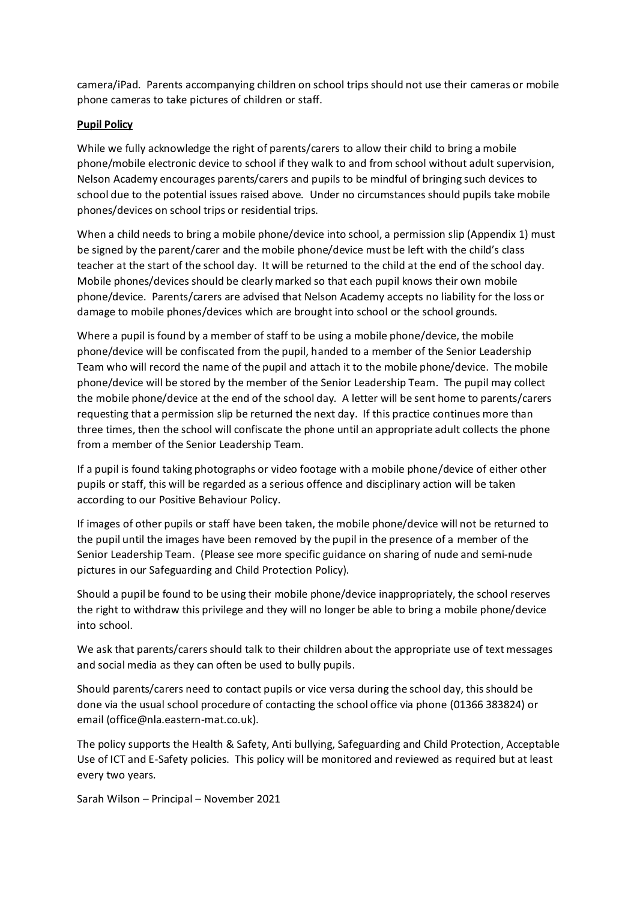camera/iPad. Parents accompanying children on school trips should not use their cameras or mobile phone cameras to take pictures of children or staff.

**Pupil Policy**

While we fully acknowledge the right of parents/carers to allow their child to bring a mobile phone/mobile electronic device to school if they walk to and from school without adult supervision, Nelson Academy encourages parents/carers and pupils to be mindful of bringing such devices to school due to the potential issues raised above. Under no circumstances should pupils take mobile phones/devices on school trips or residential trips.

When a child needs to bring a mobile phone/device into school, a permission slip (Appendix 1) must be signed by the parent/carer and the mobile phone/device must be left with the child's class teacher at the start of the school day. It will be returned to the child at the end of the school day. Mobile phones/devices should be clearly marked so that each pupil knows their own mobile phone/device. Parents/carers are advised that Nelson Academy accepts no liability for the loss or damage to mobile phones/devices which are brought into school or the school grounds.

Where a pupil is found by a member of staff to be using a mobile phone/device, the mobile phone/device will be confiscated from the pupil, handed to a member of the Senior Leadership Team who will record the name of the pupil and attach it to the mobile phone/device. The mobile phone/device will be stored by the member of the Senior Leadership Team. The pupil may collect the mobile phone/device at the end of the school day. A letter will be sent home to parents/carers requesting that a permission slip be returned the next day. If this practice continues more than three times, then the school will confiscate the phone until an appropriate adult collects the phone from a member of the Senior Leadership Team.

If a pupil is found taking photographs or video footage with a mobile phone/device of either other pupils or staff, this will be regarded as a serious offence and disciplinary action will be taken according to our Positive Behaviour Policy.

If images of other pupils or staff have been taken, the mobile phone/device will not be returned to the pupil until the images have been removed by the pupil in the presence of a member of the Senior Leadership Team. (Please see more specific guidance on sharing of nude and semi-nude pictures in our Safeguarding and Child Protection Policy).

Should a pupil be found to be using their mobile phone/device inappropriately, the school reserves the right to withdraw this privilege and they will no longer be able to bring a mobile phone/device into school.

We ask that parents/carers should talk to their children about the appropriate use of text messages and social media as they can often be used to bully pupils.

Should parents/carers need to contact pupils or vice versa during the school day, this should be done via the usual school procedure of contacting the school office via phone (01366 383824) or email (office@nla.eastern-mat.co.uk).

The policy supports the Health & Safety, Anti bullying, Safeguarding and Child Protection, Acceptable Use of ICT and E-Safety policies. This policy will be monitored and reviewed as required but at least every two years.

Sarah Wilson – Principal – November 2021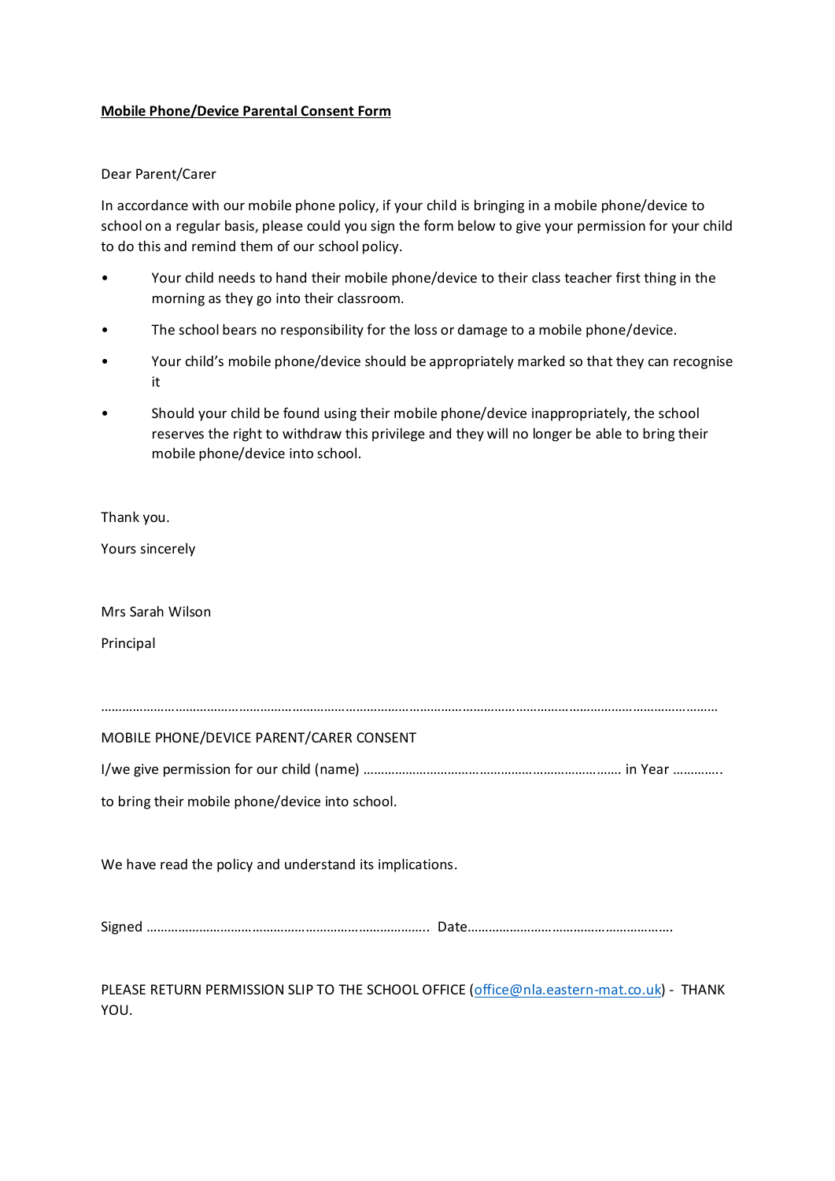**Mobile Phone/Device Parental Consent Form**

Dear Parent/Carer

In accordance with our mobile phone policy, if your child is bringing in a mobile phone/device to school on a regular basis, please could you sign the form below to give your permission for your child to do this and remind them of our school policy.

- Your child needs to hand their mobile phone/device to their class teacher first thing in the morning as they go into their classroom.
- The school bears no responsibility for the loss or damage to a mobile phone/device.
- Your child's mobile phone/device should be appropriately marked so that they can recognise it
- Should your child be found using their mobile phone/device inappropriately, the school reserves the right to withdraw this privilege and they will no longer be able to bring their mobile phone/device into school.

Thank you.

Yours sincerely

Mrs Sarah Wilson

Principal

……………………………………………………………………………………………………………………………………………………

MOBILE PHONE/DEVICE PARENT/CARER CONSENT

I/we give permission for our child (name) ……………………………………………………………… in Year ………….

to bring their mobile phone/device into school.

We have read the policy and understand its implications.

Signed ……………………………………………………………………. Date…………………………………………………

PLEASE RETURN PERMISSION SLIP TO THE SCHOOL OFFICE (office@nla.eastern-mat.co.uk) - THANK YOU.